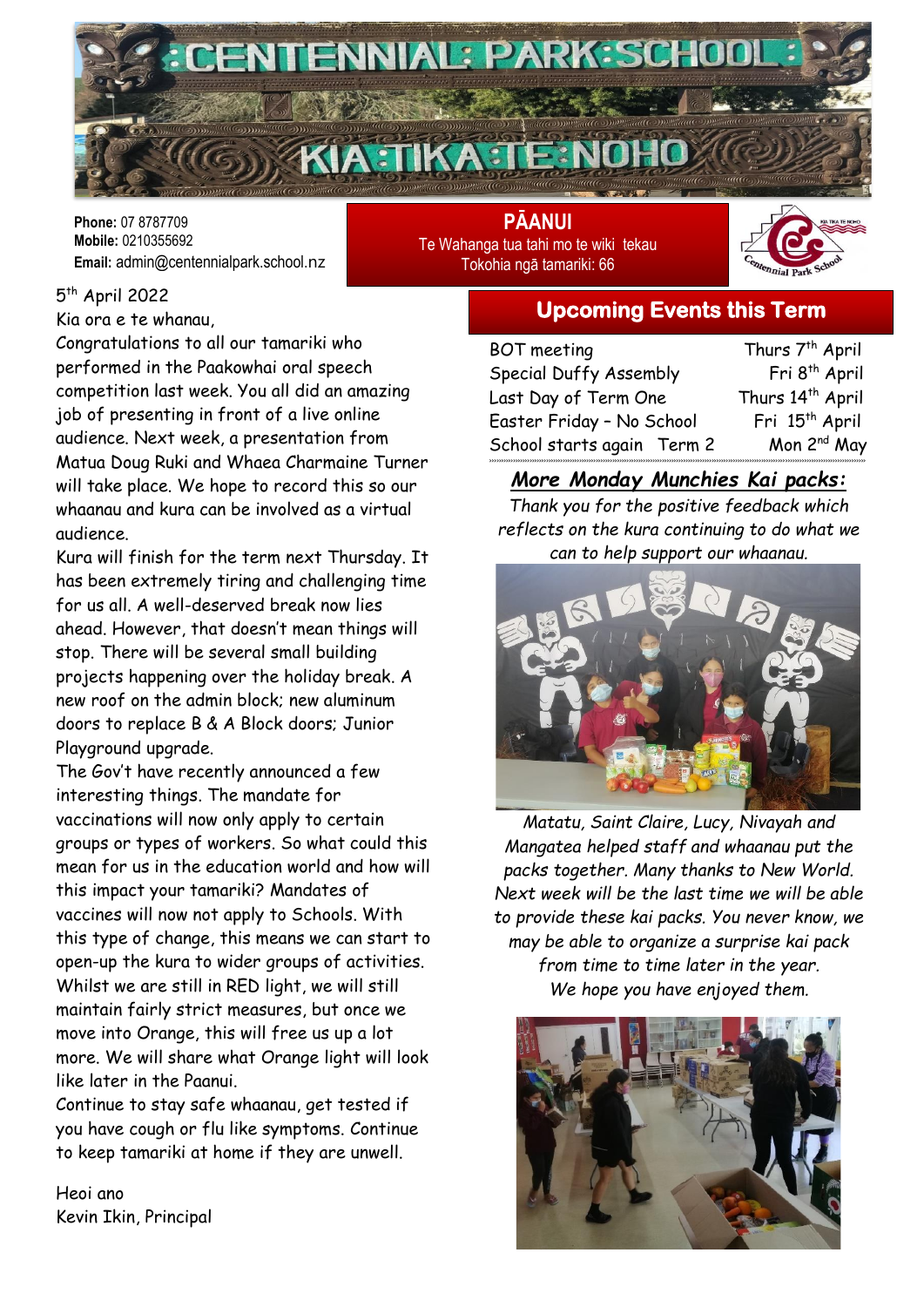# CENTENNIAL PARK SCHOOL

## KIA TIKA TE NOHO

**Phone:** 07 8787709
**Mobile:** 0210355692
**Email:** admin@centennialpark.school.nz

**PĀANUI**
Te Wahanga tua tahi mo te wiki tekau
Tokohia ngā tamariki: 66

5th April 2022

Kia ora e te whanau,

Congratulations to all our tamariki who performed in the Paakowhai oral speech competition last week. You all did an amazing job of presenting in front of a live online audience. Next week, a presentation from Matua Doug Ruki and Whaea Charmaine Turner will take place. We hope to record this so our whaanau and kura can be involved as a virtual audience.

Kura will finish for the term next Thursday. It has been extremely tiring and challenging time for us all. A well-deserved break now lies ahead. However, that doesn't mean things will stop. There will be several small building projects happening over the holiday break. A new roof on the admin block; new aluminum doors to replace B & A Block doors; Junior Playground upgrade.

The Gov't have recently announced a few interesting things. The mandate for vaccinations will now only apply to certain groups or types of workers. So what could this mean for us in the education world and how will this impact your tamariki? Mandates of vaccines will now not apply to Schools. With this type of change, this means we can start to open-up the kura to wider groups of activities. Whilst we are still in RED light, we will still maintain fairly strict measures, but once we move into Orange, this will free us up a lot more. We will share what Orange light will look like later in the Paanui.

Continue to stay safe whaanau, get tested if you have cough or flu like symptoms. Continue to keep tamariki at home if they are unwell.

Heoi ano
Kevin Ikin, Principal

## Upcoming Events this Term

| Event | Date |
|---|---|
| BOT meeting | Thurs 7th April |
| Special Duffy Assembly | Fri 8th April |
| Last Day of Term One | Thurs 14th April |
| Easter Friday – No School | Fri 15th April |
| School starts again Term 2 | Mon 2nd May |

## *More Monday Munchies Kai packs:*

*Thank you for the positive feedback which reflects on the kura continuing to do what we can to help support our whaanau.*

*Matatu, Saint Claire, Lucy, Nivayah and Mangatea helped staff and whaanau put the packs together. Many thanks to New World. Next week will be the last time we will be able to provide these kai packs. You never know, we may be able to organize a surprise kai pack from time to time later in the year. We hope you have enjoyed them.*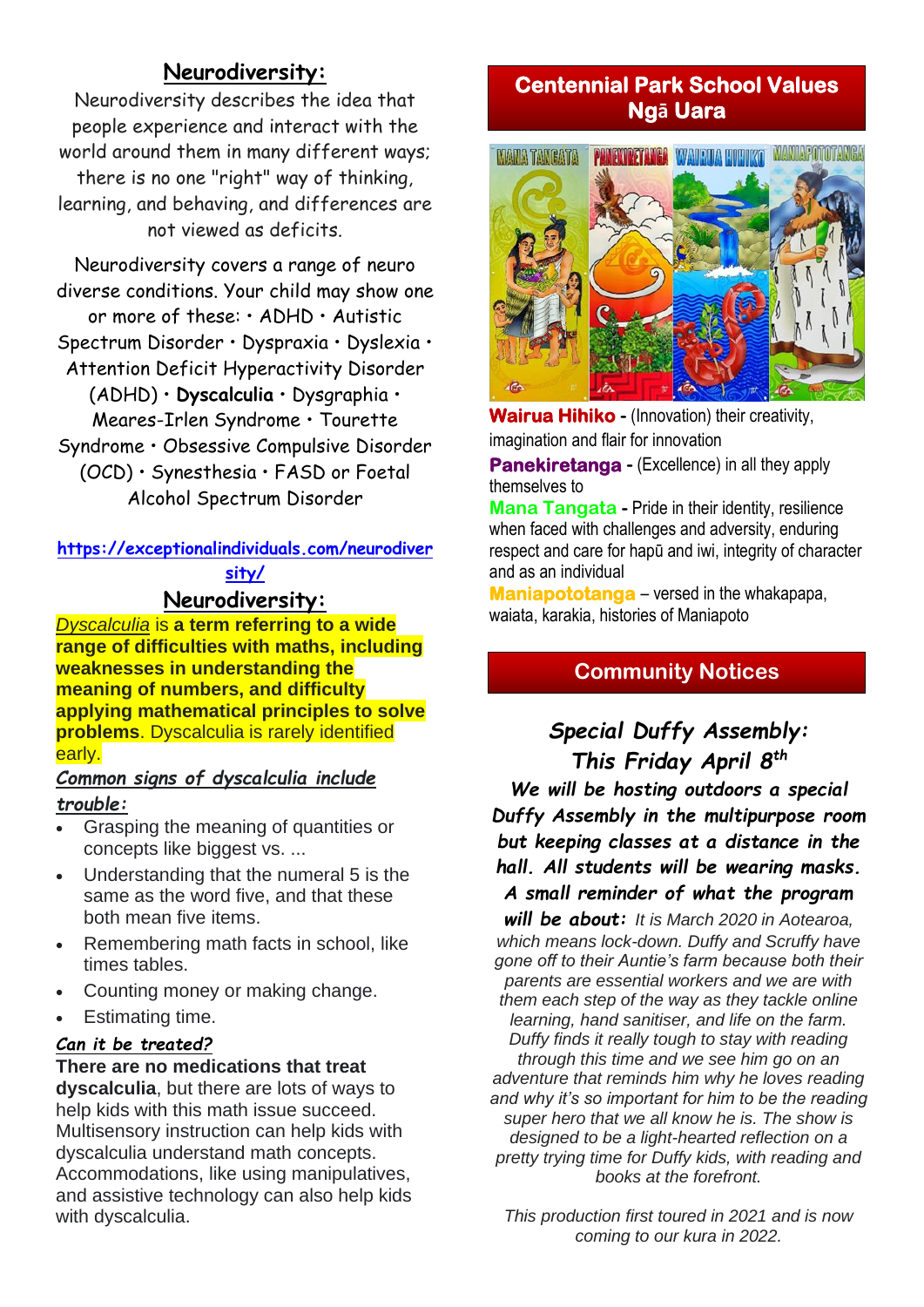## Neurodiversity:

Neurodiversity describes the idea that people experience and interact with the world around them in many different ways; there is no one "right" way of thinking, learning, and behaving, and differences are not viewed as deficits.

Neurodiversity covers a range of neuro diverse conditions. Your child may show one or more of these: • ADHD • Autistic Spectrum Disorder • Dyspraxia • Dyslexia • Attention Deficit Hyperactivity Disorder (ADHD) • **Dyscalculia** • Dysgraphia • Meares-Irlen Syndrome • Tourette Syndrome • Obsessive Compulsive Disorder (OCD) • Synesthesia • FASD or Foetal Alcohol Spectrum Disorder

**https://exceptionalindividuals.com/neurodiversity/**

## Neurodiversity:

*Dyscalculia* is **a term referring to a wide range of difficulties with maths, including weaknesses in understanding the meaning of numbers, and difficulty applying mathematical principles to solve problems**. Dyscalculia is rarely identified early.

***Common signs of dyscalculia include trouble:***

- Grasping the meaning of quantities or concepts like biggest vs. ...
- Understanding that the numeral 5 is the same as the word five, and that these both mean five items.
- Remembering math facts in school, like times tables.
- Counting money or making change.
- Estimating time.

***Can it be treated?***

**There are no medications that treat dyscalculia**, but there are lots of ways to help kids with this math issue succeed. Multisensory instruction can help kids with dyscalculia understand math concepts. Accommodations, like using manipulatives, and assistive technology can also help kids with dyscalculia.

## Centennial Park School Values Ngā Uara

**Wairua Hihiko** - (Innovation) their creativity, imagination and flair for innovation

**Panekiretanga** - (Excellence) in all they apply themselves to

**Mana Tangata** - Pride in their identity, resilience when faced with challenges and adversity, enduring respect and care for hapū and iwi, integrity of character and as an individual

**Maniapototanga** – versed in the whakapapa, waiata, karakia, histories of Maniapoto

## Community Notices

***Special Duffy Assembly: This Friday April 8th***

***We will be hosting outdoors a special Duffy Assembly in the multipurpose room but keeping classes at a distance in the hall. All students will be wearing masks. A small reminder of what the program will be about:*** *It is March 2020 in Aotearoa, which means lock-down. Duffy and Scruffy have gone off to their Auntie's farm because both their parents are essential workers and we are with them each step of the way as they tackle online learning, hand sanitiser, and life on the farm. Duffy finds it really tough to stay with reading through this time and we see him go on an adventure that reminds him why he loves reading and why it's so important for him to be the reading super hero that we all know he is. The show is designed to be a light-hearted reflection on a pretty trying time for Duffy kids, with reading and books at the forefront.*

*This production first toured in 2021 and is now coming to our kura in 2022.*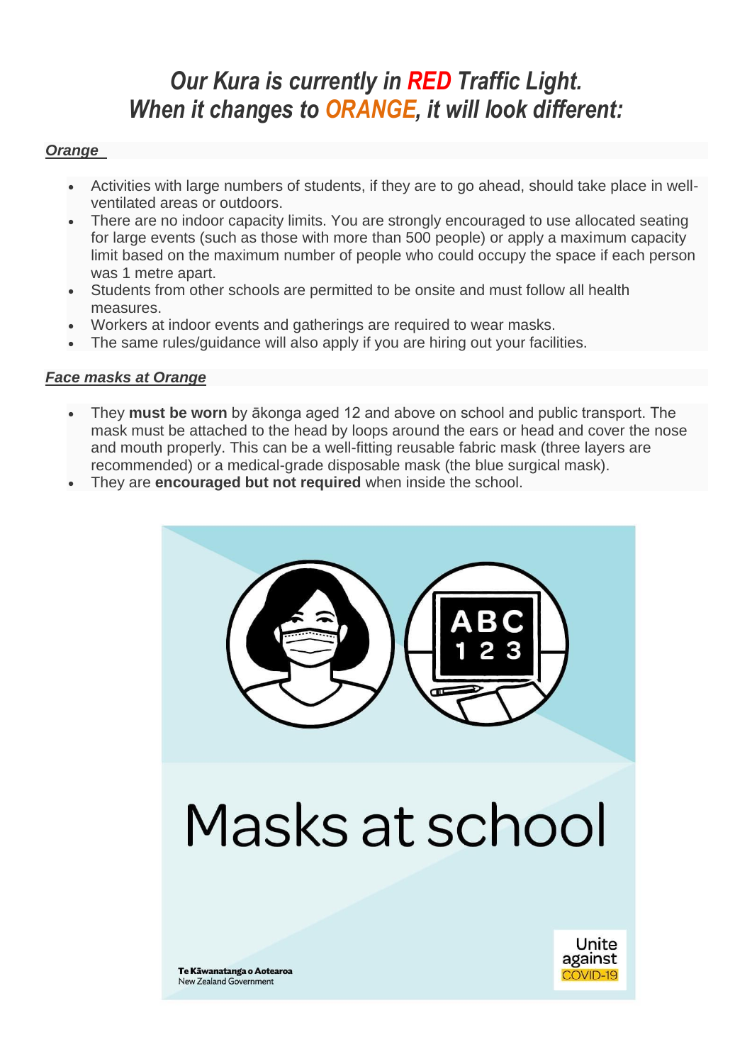# *Our Kura is currently in RED Traffic Light. When it changes to ORANGE, it will look different:*

***Orange***

- Activities with large numbers of students, if they are to go ahead, should take place in well-ventilated areas or outdoors.
- There are no indoor capacity limits. You are strongly encouraged to use allocated seating for large events (such as those with more than 500 people) or apply a maximum capacity limit based on the maximum number of people who could occupy the space if each person was 1 metre apart.
- Students from other schools are permitted to be onsite and must follow all health measures.
- Workers at indoor events and gatherings are required to wear masks.
- The same rules/guidance will also apply if you are hiring out your facilities.

***Face masks at Orange***

- They **must be worn** by ākonga aged 12 and above on school and public transport. The mask must be attached to the head by loops around the ears or head and cover the nose and mouth properly. This can be a well-fitting reusable fabric mask (three layers are recommended) or a medical-grade disposable mask (the blue surgical mask).
- They are **encouraged but not required** when inside the school.

Masks at school

Te Kāwanatanga o Aotearoa
New Zealand Government

Unite against COVID-19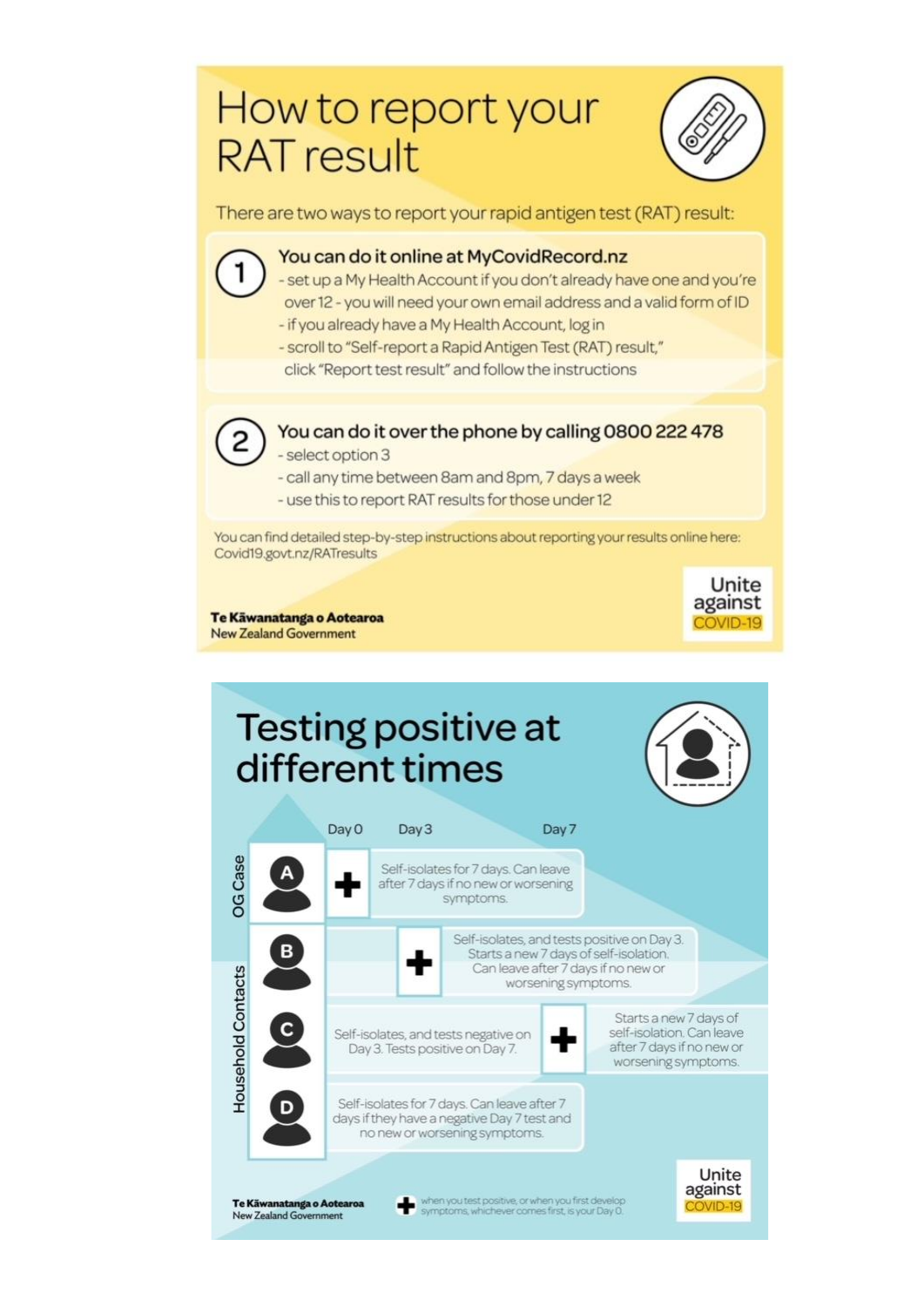# How to report your RAT result

There are two ways to report your rapid antigen test (RAT) result:

**1. You can do it online at MyCovidRecord.nz**

- set up a My Health Account if you don't already have one and you're over 12 - you will need your own email address and a valid form of ID
- if you already have a My Health Account, log in
- scroll to "Self-report a Rapid Antigen Test (RAT) result," click "Report test result" and follow the instructions

**2. You can do it over the phone by calling 0800 222 478**

- select option 3
- call any time between 8am and 8pm, 7 days a week
- use this to report RAT results for those under 12

You can find detailed step-by-step instructions about reporting your results online here: Covid19.govt.nz/RATresults

**Te Kāwanatanga o Aotearoa**
New Zealand Government

Unite against COVID-19

# Testing positive at different times

Day 0 | Day 3 | Day 7

**OG Case**

- **A**: + Self-isolates for 7 days. Can leave after 7 days if no new or worsening symptoms.

**Household Contacts**

- **B**: + Self-isolates, and tests positive on Day 3. Starts a new 7 days of self-isolation. Can leave after 7 days if no new or worsening symptoms.
- **C**: Self-isolates, and tests negative on Day 3. Tests positive on Day 7. + Starts a new 7 days of self-isolation. Can leave after 7 days if no new or worsening symptoms.
- **D**: Self-isolates for 7 days. Can leave after 7 days if they have a negative Day 7 test and no new or worsening symptoms.

+ when you test positive, or when you first develop symptoms, whichever comes first, is your Day 0.

**Te Kāwanatanga o Aotearoa**
New Zealand Government

Unite against COVID-19